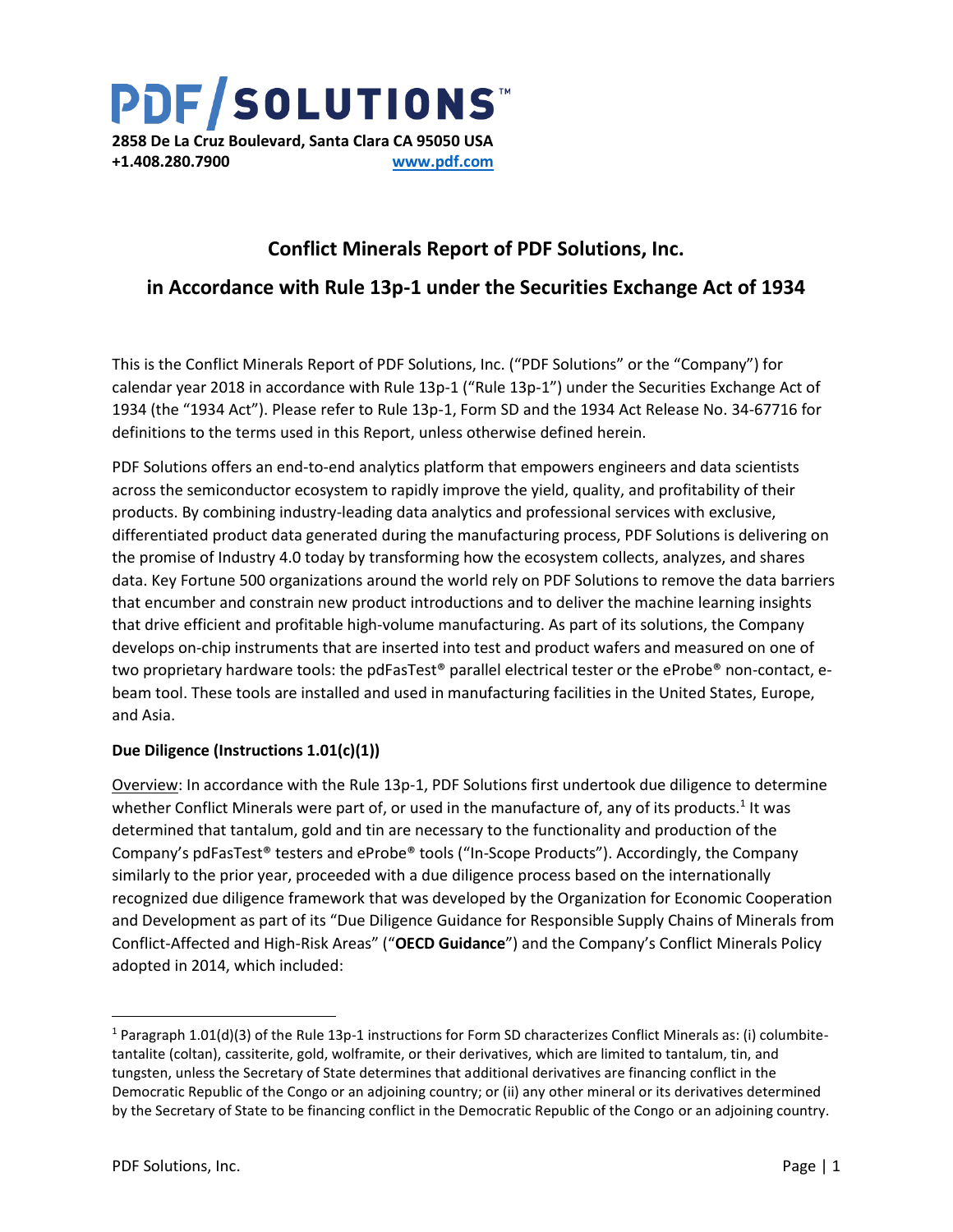# PDF/SOLUTIONS™

**2858 De La Cruz Boulevard, Santa Clara CA 95050 USA**
**+1.408.280.7900** **www.pdf.com**

## Conflict Minerals Report of PDF Solutions, Inc.

## in Accordance with Rule 13p-1 under the Securities Exchange Act of 1934

This is the Conflict Minerals Report of PDF Solutions, Inc. ("PDF Solutions" or the "Company") for calendar year 2018 in accordance with Rule 13p-1 ("Rule 13p-1") under the Securities Exchange Act of 1934 (the "1934 Act"). Please refer to Rule 13p-1, Form SD and the 1934 Act Release No. 34-67716 for definitions to the terms used in this Report, unless otherwise defined herein.

PDF Solutions offers an end-to-end analytics platform that empowers engineers and data scientists across the semiconductor ecosystem to rapidly improve the yield, quality, and profitability of their products. By combining industry-leading data analytics and professional services with exclusive, differentiated product data generated during the manufacturing process, PDF Solutions is delivering on the promise of Industry 4.0 today by transforming how the ecosystem collects, analyzes, and shares data. Key Fortune 500 organizations around the world rely on PDF Solutions to remove the data barriers that encumber and constrain new product introductions and to deliver the machine learning insights that drive efficient and profitable high-volume manufacturing. As part of its solutions, the Company develops on-chip instruments that are inserted into test and product wafers and measured on one of two proprietary hardware tools: the pdFasTest® parallel electrical tester or the eProbe® non-contact, e-beam tool. These tools are installed and used in manufacturing facilities in the United States, Europe, and Asia.

**Due Diligence (Instructions 1.01(c)(1))**

Overview: In accordance with the Rule 13p-1, PDF Solutions first undertook due diligence to determine whether Conflict Minerals were part of, or used in the manufacture of, any of its products.[1] It was determined that tantalum, gold and tin are necessary to the functionality and production of the Company's pdFasTest® testers and eProbe® tools ("In-Scope Products"). Accordingly, the Company similarly to the prior year, proceeded with a due diligence process based on the internationally recognized due diligence framework that was developed by the Organization for Economic Cooperation and Development as part of its "Due Diligence Guidance for Responsible Supply Chains of Minerals from Conflict-Affected and High-Risk Areas" ("**OECD Guidance**") and the Company's Conflict Minerals Policy adopted in 2014, which included:

[1] Paragraph 1.01(d)(3) of the Rule 13p-1 instructions for Form SD characterizes Conflict Minerals as: (i) columbite-tantalite (coltan), cassiterite, gold, wolframite, or their derivatives, which are limited to tantalum, tin, and tungsten, unless the Secretary of State determines that additional derivatives are financing conflict in the Democratic Republic of the Congo or an adjoining country; or (ii) any other mineral or its derivatives determined by the Secretary of State to be financing conflict in the Democratic Republic of the Congo or an adjoining country.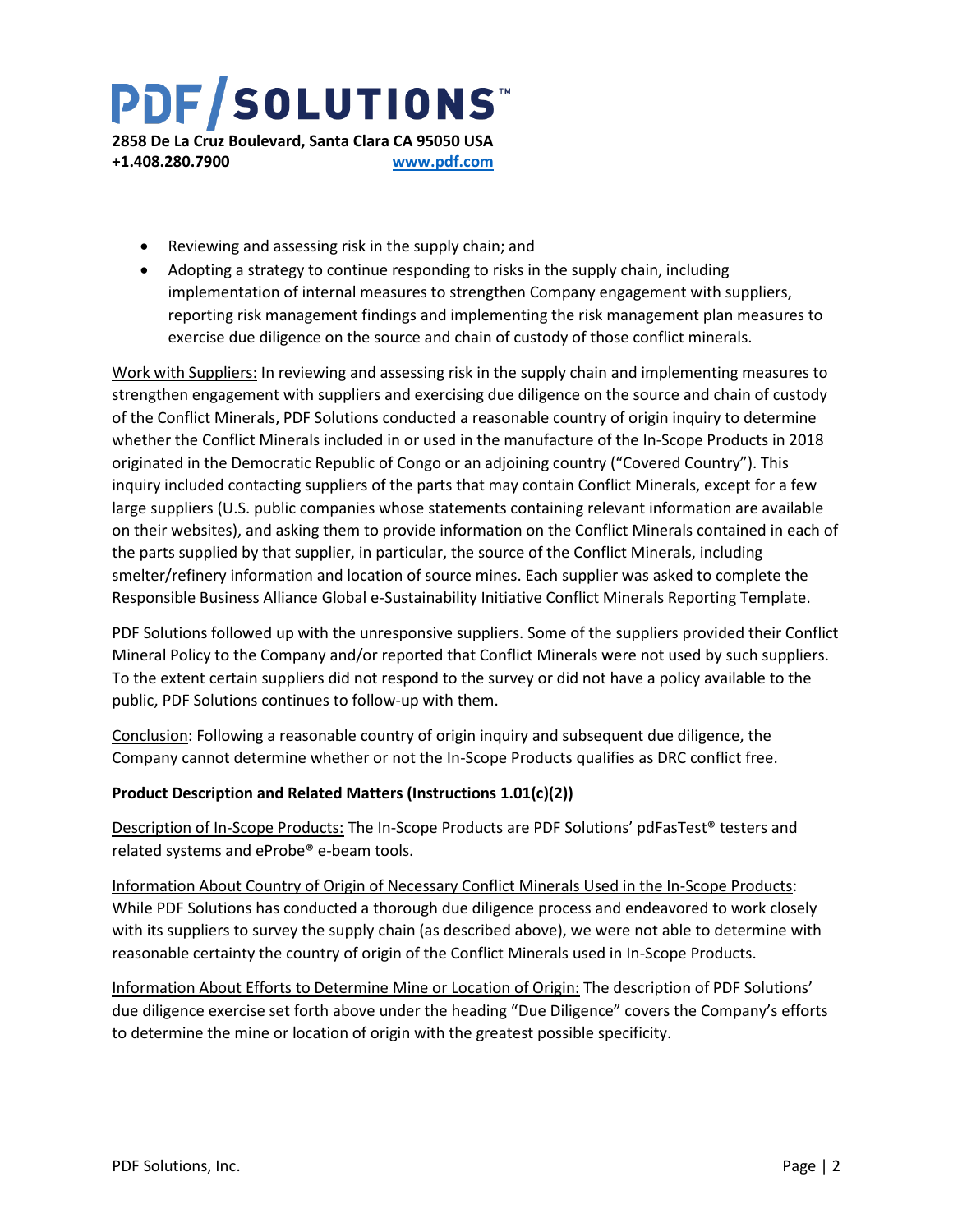- Reviewing and assessing risk in the supply chain; and
- Adopting a strategy to continue responding to risks in the supply chain, including implementation of internal measures to strengthen Company engagement with suppliers, reporting risk management findings and implementing the risk management plan measures to exercise due diligence on the source and chain of custody of those conflict minerals.

Work with Suppliers: In reviewing and assessing risk in the supply chain and implementing measures to strengthen engagement with suppliers and exercising due diligence on the source and chain of custody of the Conflict Minerals, PDF Solutions conducted a reasonable country of origin inquiry to determine whether the Conflict Minerals included in or used in the manufacture of the In-Scope Products in 2018 originated in the Democratic Republic of Congo or an adjoining country ("Covered Country"). This inquiry included contacting suppliers of the parts that may contain Conflict Minerals, except for a few large suppliers (U.S. public companies whose statements containing relevant information are available on their websites), and asking them to provide information on the Conflict Minerals contained in each of the parts supplied by that supplier, in particular, the source of the Conflict Minerals, including smelter/refinery information and location of source mines. Each supplier was asked to complete the Responsible Business Alliance Global e-Sustainability Initiative Conflict Minerals Reporting Template.

PDF Solutions followed up with the unresponsive suppliers. Some of the suppliers provided their Conflict Mineral Policy to the Company and/or reported that Conflict Minerals were not used by such suppliers. To the extent certain suppliers did not respond to the survey or did not have a policy available to the public, PDF Solutions continues to follow-up with them.

Conclusion: Following a reasonable country of origin inquiry and subsequent due diligence, the Company cannot determine whether or not the In-Scope Products qualifies as DRC conflict free.

**Product Description and Related Matters (Instructions 1.01(c)(2))**

Description of In-Scope Products: The In-Scope Products are PDF Solutions' pdFasTest® testers and related systems and eProbe® e-beam tools.

Information About Country of Origin of Necessary Conflict Minerals Used in the In-Scope Products: While PDF Solutions has conducted a thorough due diligence process and endeavored to work closely with its suppliers to survey the supply chain (as described above), we were not able to determine with reasonable certainty the country of origin of the Conflict Minerals used in In-Scope Products.

Information About Efforts to Determine Mine or Location of Origin: The description of PDF Solutions' due diligence exercise set forth above under the heading "Due Diligence" covers the Company's efforts to determine the mine or location of origin with the greatest possible specificity.